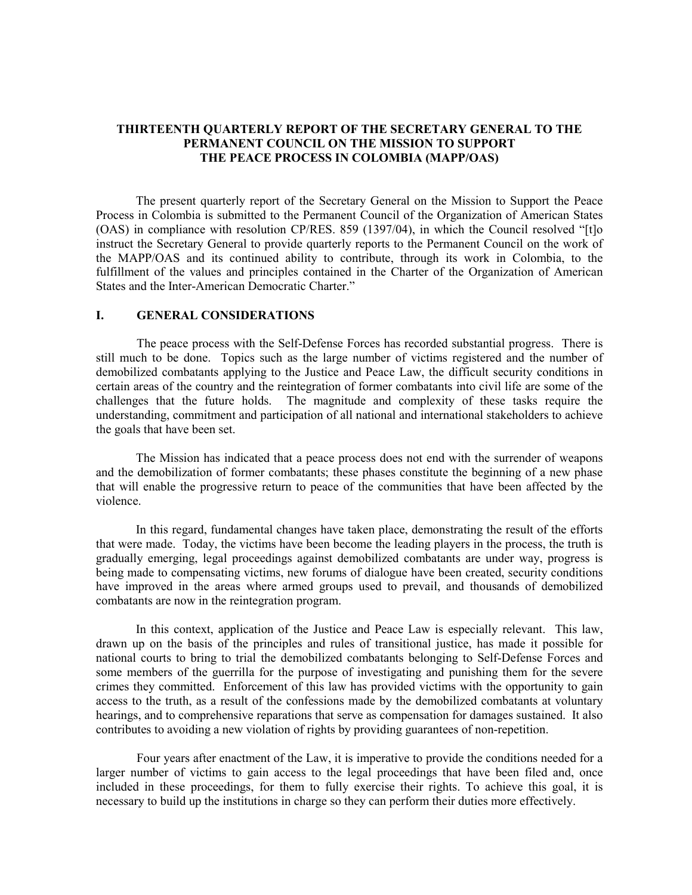# THIRTEENTH QUARTERLY REPORT OF THE SECRETARY GENERAL TO THE PERMANENT COUNCIL ON THE MISSION TO SUPPORT THE PEACE PROCESS IN COLOMBIA (MAPP/OAS)

The present quarterly report of the Secretary General on the Mission to Support the Peace Process in Colombia is submitted to the Permanent Council of the Organization of American States (OAS) in compliance with resolution CP/RES. 859 (1397/04), in which the Council resolved "[t]o instruct the Secretary General to provide quarterly reports to the Permanent Council on the work of the MAPP/OAS and its continued ability to contribute, through its work in Colombia, to the fulfillment of the values and principles contained in the Charter of the Organization of American States and the Inter-American Democratic Charter."

## I. GENERAL CONSIDERATIONS

The peace process with the Self-Defense Forces has recorded substantial progress. There is still much to be done. Topics such as the large number of victims registered and the number of demobilized combatants applying to the Justice and Peace Law, the difficult security conditions in certain areas of the country and the reintegration of former combatants into civil life are some of the challenges that the future holds. The magnitude and complexity of these tasks require the understanding, commitment and participation of all national and international stakeholders to achieve the goals that have been set.

The Mission has indicated that a peace process does not end with the surrender of weapons and the demobilization of former combatants; these phases constitute the beginning of a new phase that will enable the progressive return to peace of the communities that have been affected by the violence.

In this regard, fundamental changes have taken place, demonstrating the result of the efforts that were made. Today, the victims have been become the leading players in the process, the truth is gradually emerging, legal proceedings against demobilized combatants are under way, progress is being made to compensating victims, new forums of dialogue have been created, security conditions have improved in the areas where armed groups used to prevail, and thousands of demobilized combatants are now in the reintegration program.

In this context, application of the Justice and Peace Law is especially relevant. This law, drawn up on the basis of the principles and rules of transitional justice, has made it possible for national courts to bring to trial the demobilized combatants belonging to Self-Defense Forces and some members of the guerrilla for the purpose of investigating and punishing them for the severe crimes they committed. Enforcement of this law has provided victims with the opportunity to gain access to the truth, as a result of the confessions made by the demobilized combatants at voluntary hearings, and to comprehensive reparations that serve as compensation for damages sustained. It also contributes to avoiding a new violation of rights by providing guarantees of non-repetition.

Four years after enactment of the Law, it is imperative to provide the conditions needed for a larger number of victims to gain access to the legal proceedings that have been filed and, once included in these proceedings, for them to fully exercise their rights. To achieve this goal, it is necessary to build up the institutions in charge so they can perform their duties more effectively.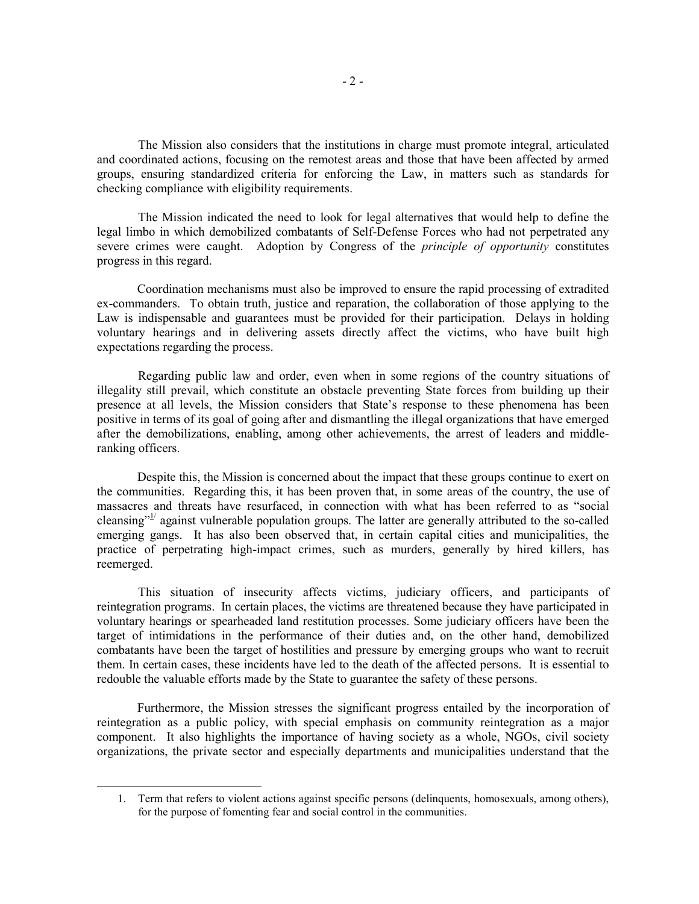The Mission also considers that the institutions in charge must promote integral, articulated and coordinated actions, focusing on the remotest areas and those that have been affected by armed groups, ensuring standardized criteria for enforcing the Law, in matters such as standards for checking compliance with eligibility requirements.

The Mission indicated the need to look for legal alternatives that would help to define the legal limbo in which demobilized combatants of Self-Defense Forces who had not perpetrated any severe crimes were caught. Adoption by Congress of the *principle of opportunity* constitutes progress in this regard.

Coordination mechanisms must also be improved to ensure the rapid processing of extradited ex-commanders. To obtain truth, justice and reparation, the collaboration of those applying to the Law is indispensable and guarantees must be provided for their participation. Delays in holding voluntary hearings and in delivering assets directly affect the victims, who have built high expectations regarding the process.

Regarding public law and order, even when in some regions of the country situations of illegality still prevail, which constitute an obstacle preventing State forces from building up their presence at all levels, the Mission considers that State's response to these phenomena has been positive in terms of its goal of going after and dismantling the illegal organizations that have emerged after the demobilizations, enabling, among other achievements, the arrest of leaders and middle-ranking officers.

Despite this, the Mission is concerned about the impact that these groups continue to exert on the communities. Regarding this, it has been proven that, in some areas of the country, the use of massacres and threats have resurfaced, in connection with what has been referred to as "social cleansing"[1/] against vulnerable population groups. The latter are generally attributed to the so-called emerging gangs. It has also been observed that, in certain capital cities and municipalities, the practice of perpetrating high-impact crimes, such as murders, generally by hired killers, has reemerged.

This situation of insecurity affects victims, judiciary officers, and participants of reintegration programs. In certain places, the victims are threatened because they have participated in voluntary hearings or spearheaded land restitution processes. Some judiciary officers have been the target of intimidations in the performance of their duties and, on the other hand, demobilized combatants have been the target of hostilities and pressure by emerging groups who want to recruit them. In certain cases, these incidents have led to the death of the affected persons. It is essential to redouble the valuable efforts made by the State to guarantee the safety of these persons.

Furthermore, the Mission stresses the significant progress entailed by the incorporation of reintegration as a public policy, with special emphasis on community reintegration as a major component. It also highlights the importance of having society as a whole, NGOs, civil society organizations, the private sector and especially departments and municipalities understand that the

---

1. Term that refers to violent actions against specific persons (delinquents, homosexuals, among others), for the purpose of fomenting fear and social control in the communities.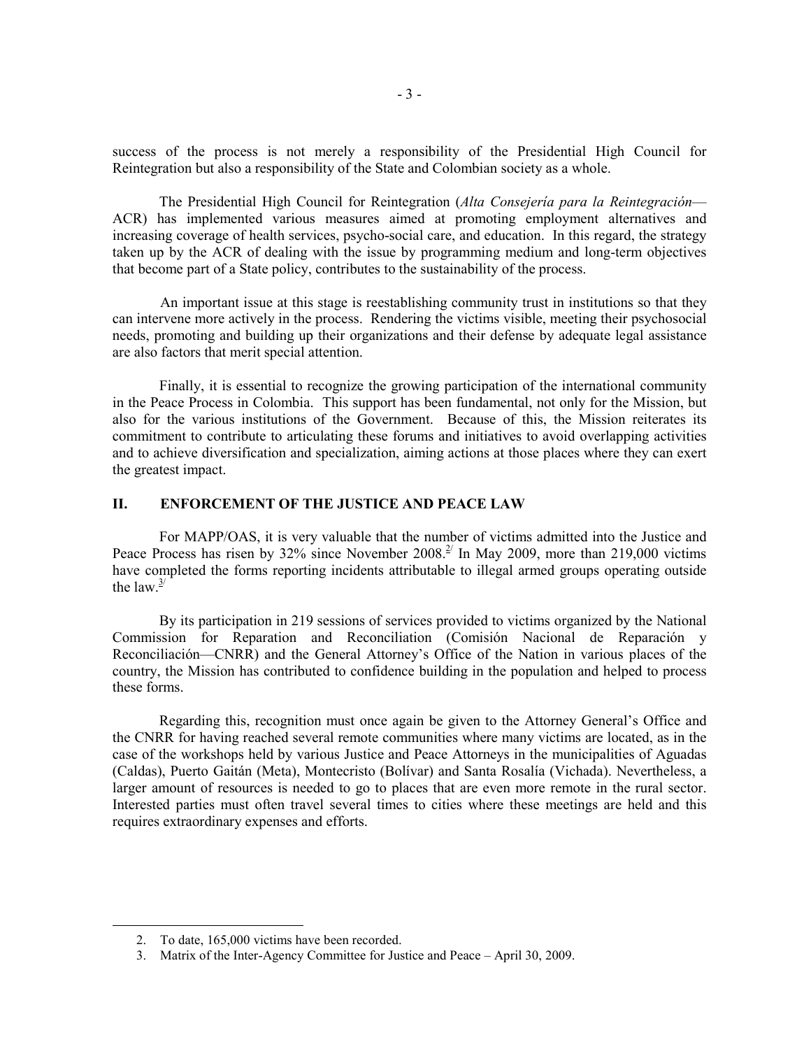success of the process is not merely a responsibility of the Presidential High Council for Reintegration but also a responsibility of the State and Colombian society as a whole.

The Presidential High Council for Reintegration (*Alta Consejería para la Reintegración*—ACR) has implemented various measures aimed at promoting employment alternatives and increasing coverage of health services, psycho-social care, and education. In this regard, the strategy taken up by the ACR of dealing with the issue by programming medium and long-term objectives that become part of a State policy, contributes to the sustainability of the process.

An important issue at this stage is reestablishing community trust in institutions so that they can intervene more actively in the process. Rendering the victims visible, meeting their psychosocial needs, promoting and building up their organizations and their defense by adequate legal assistance are also factors that merit special attention.

Finally, it is essential to recognize the growing participation of the international community in the Peace Process in Colombia. This support has been fundamental, not only for the Mission, but also for the various institutions of the Government. Because of this, the Mission reiterates its commitment to contribute to articulating these forums and initiatives to avoid overlapping activities and to achieve diversification and specialization, aiming actions at those places where they can exert the greatest impact.

## II. ENFORCEMENT OF THE JUSTICE AND PEACE LAW

For MAPP/OAS, it is very valuable that the number of victims admitted into the Justice and Peace Process has risen by 32% since November 2008.[2] In May 2009, more than 219,000 victims have completed the forms reporting incidents attributable to illegal armed groups operating outside the law.[3]

By its participation in 219 sessions of services provided to victims organized by the National Commission for Reparation and Reconciliation (Comisión Nacional de Reparación y Reconciliación—CNRR) and the General Attorney's Office of the Nation in various places of the country, the Mission has contributed to confidence building in the population and helped to process these forms.

Regarding this, recognition must once again be given to the Attorney General's Office and the CNRR for having reached several remote communities where many victims are located, as in the case of the workshops held by various Justice and Peace Attorneys in the municipalities of Aguadas (Caldas), Puerto Gaitán (Meta), Montecristo (Bolívar) and Santa Rosalía (Vichada). Nevertheless, a larger amount of resources is needed to go to places that are even more remote in the rural sector. Interested parties must often travel several times to cities where these meetings are held and this requires extraordinary expenses and efforts.

2. To date, 165,000 victims have been recorded.
3. Matrix of the Inter-Agency Committee for Justice and Peace – April 30, 2009.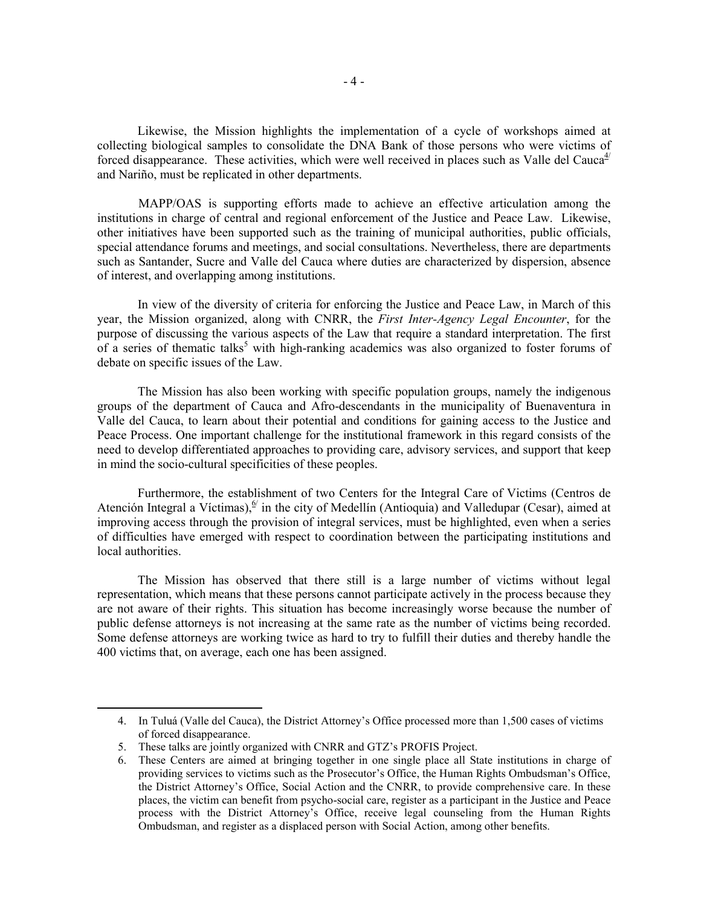Likewise, the Mission highlights the implementation of a cycle of workshops aimed at collecting biological samples to consolidate the DNA Bank of those persons who were victims of forced disappearance. These activities, which were well received in places such as Valle del Cauca[4] and Nariño, must be replicated in other departments.

MAPP/OAS is supporting efforts made to achieve an effective articulation among the institutions in charge of central and regional enforcement of the Justice and Peace Law. Likewise, other initiatives have been supported such as the training of municipal authorities, public officials, special attendance forums and meetings, and social consultations. Nevertheless, there are departments such as Santander, Sucre and Valle del Cauca where duties are characterized by dispersion, absence of interest, and overlapping among institutions.

In view of the diversity of criteria for enforcing the Justice and Peace Law, in March of this year, the Mission organized, along with CNRR, the *First Inter-Agency Legal Encounter*, for the purpose of discussing the various aspects of the Law that require a standard interpretation. The first of a series of thematic talks[5] with high-ranking academics was also organized to foster forums of debate on specific issues of the Law.

The Mission has also been working with specific population groups, namely the indigenous groups of the department of Cauca and Afro-descendants in the municipality of Buenaventura in Valle del Cauca, to learn about their potential and conditions for gaining access to the Justice and Peace Process. One important challenge for the institutional framework in this regard consists of the need to develop differentiated approaches to providing care, advisory services, and support that keep in mind the socio-cultural specificities of these peoples.

Furthermore, the establishment of two Centers for the Integral Care of Victims (Centros de Atención Integral a Víctimas),[6] in the city of Medellín (Antioquia) and Valledupar (Cesar), aimed at improving access through the provision of integral services, must be highlighted, even when a series of difficulties have emerged with respect to coordination between the participating institutions and local authorities.

The Mission has observed that there still is a large number of victims without legal representation, which means that these persons cannot participate actively in the process because they are not aware of their rights. This situation has become increasingly worse because the number of public defense attorneys is not increasing at the same rate as the number of victims being recorded. Some defense attorneys are working twice as hard to try to fulfill their duties and thereby handle the 400 victims that, on average, each one has been assigned.

---

4. In Tuluá (Valle del Cauca), the District Attorney's Office processed more than 1,500 cases of victims of forced disappearance.
5. These talks are jointly organized with CNRR and GTZ's PROFIS Project.
6. These Centers are aimed at bringing together in one single place all State institutions in charge of providing services to victims such as the Prosecutor's Office, the Human Rights Ombudsman's Office, the District Attorney's Office, Social Action and the CNRR, to provide comprehensive care. In these places, the victim can benefit from psycho-social care, register as a participant in the Justice and Peace process with the District Attorney's Office, receive legal counseling from the Human Rights Ombudsman, and register as a displaced person with Social Action, among other benefits.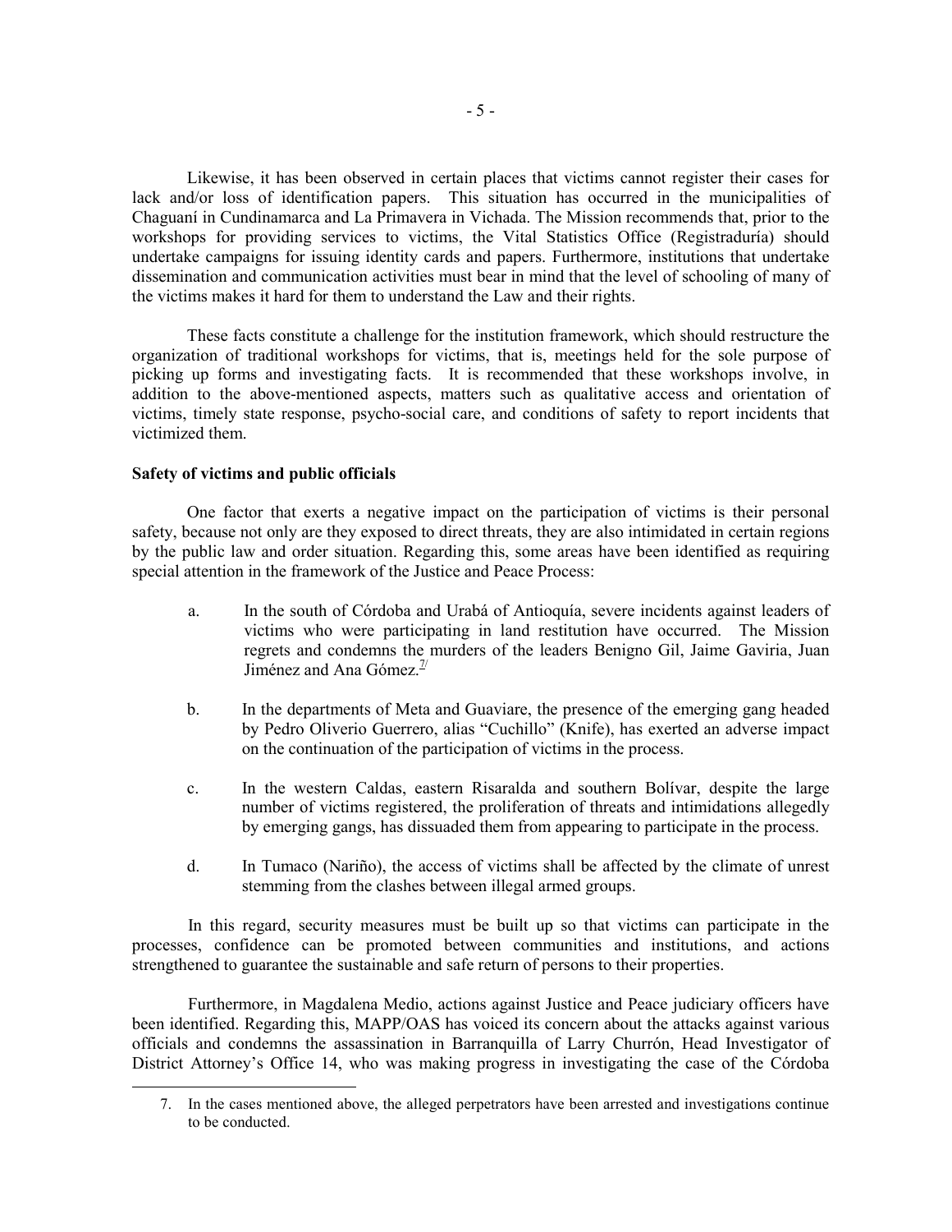Likewise, it has been observed in certain places that victims cannot register their cases for lack and/or loss of identification papers. This situation has occurred in the municipalities of Chaguaní in Cundinamarca and La Primavera in Vichada. The Mission recommends that, prior to the workshops for providing services to victims, the Vital Statistics Office (Registraduría) should undertake campaigns for issuing identity cards and papers. Furthermore, institutions that undertake dissemination and communication activities must bear in mind that the level of schooling of many of the victims makes it hard for them to understand the Law and their rights.

These facts constitute a challenge for the institution framework, which should restructure the organization of traditional workshops for victims, that is, meetings held for the sole purpose of picking up forms and investigating facts. It is recommended that these workshops involve, in addition to the above-mentioned aspects, matters such as qualitative access and orientation of victims, timely state response, psycho-social care, and conditions of safety to report incidents that victimized them.

**Safety of victims and public officials**

One factor that exerts a negative impact on the participation of victims is their personal safety, because not only are they exposed to direct threats, they are also intimidated in certain regions by the public law and order situation. Regarding this, some areas have been identified as requiring special attention in the framework of the Justice and Peace Process:

a. In the south of Córdoba and Urabá of Antioquía, severe incidents against leaders of victims who were participating in land restitution have occurred. The Mission regrets and condemns the murders of the leaders Benigno Gil, Jaime Gaviria, Juan Jiménez and Ana Gómez.[7]

b. In the departments of Meta and Guaviare, the presence of the emerging gang headed by Pedro Oliverio Guerrero, alias "Cuchillo" (Knife), has exerted an adverse impact on the continuation of the participation of victims in the process.

c. In the western Caldas, eastern Risaralda and southern Bolívar, despite the large number of victims registered, the proliferation of threats and intimidations allegedly by emerging gangs, has dissuaded them from appearing to participate in the process.

d. In Tumaco (Nariño), the access of victims shall be affected by the climate of unrest stemming from the clashes between illegal armed groups.

In this regard, security measures must be built up so that victims can participate in the processes, confidence can be promoted between communities and institutions, and actions strengthened to guarantee the sustainable and safe return of persons to their properties.

Furthermore, in Magdalena Medio, actions against Justice and Peace judiciary officers have been identified. Regarding this, MAPP/OAS has voiced its concern about the attacks against various officials and condemns the assassination in Barranquilla of Larry Churrón, Head Investigator of District Attorney's Office 14, who was making progress in investigating the case of the Córdoba

7. In the cases mentioned above, the alleged perpetrators have been arrested and investigations continue to be conducted.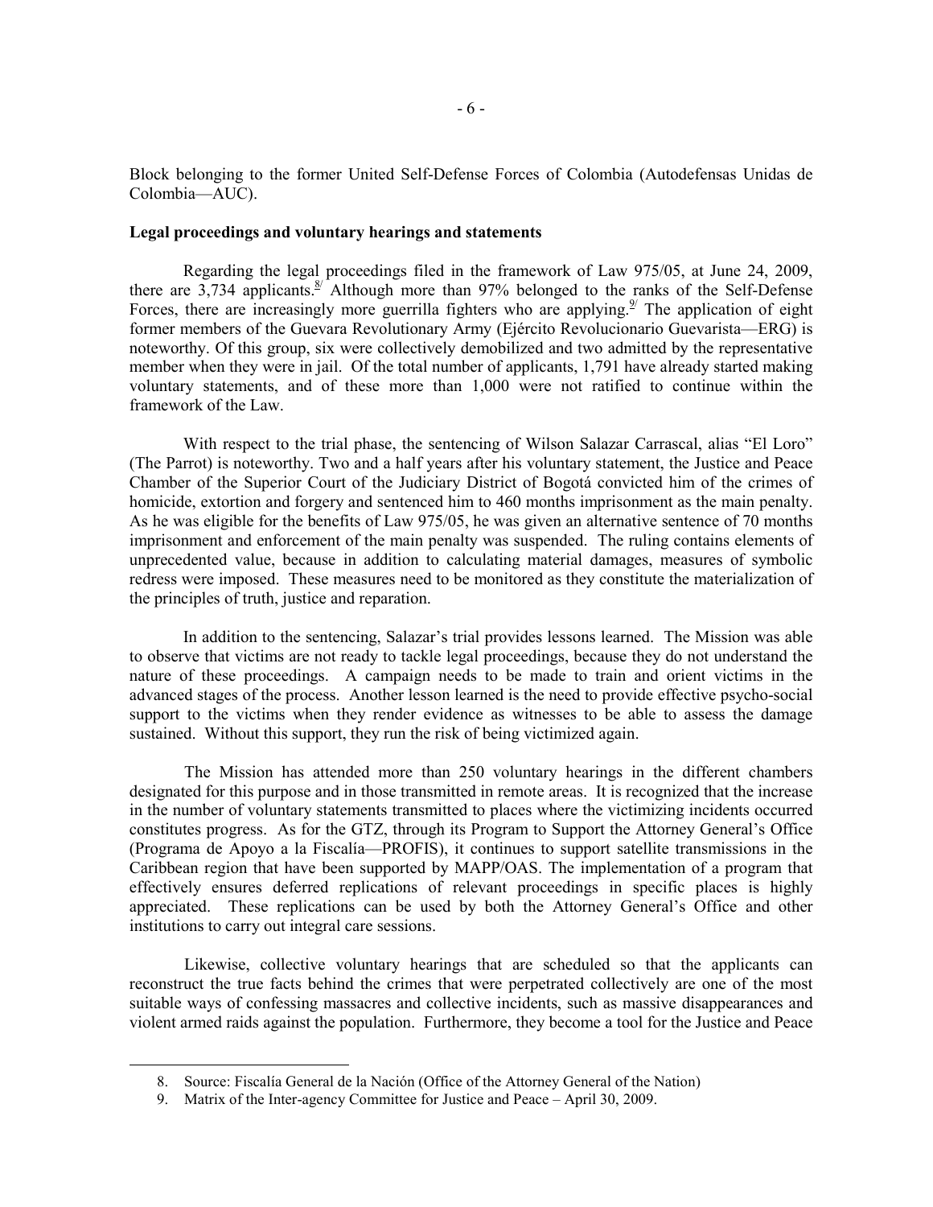Block belonging to the former United Self-Defense Forces of Colombia (Autodefensas Unidas de Colombia—AUC).

**Legal proceedings and voluntary hearings and statements**

Regarding the legal proceedings filed in the framework of Law 975/05, at June 24, 2009, there are 3,734 applicants.[8] Although more than 97% belonged to the ranks of the Self-Defense Forces, there are increasingly more guerrilla fighters who are applying.[9] The application of eight former members of the Guevara Revolutionary Army (Ejército Revolucionario Guevarista—ERG) is noteworthy. Of this group, six were collectively demobilized and two admitted by the representative member when they were in jail. Of the total number of applicants, 1,791 have already started making voluntary statements, and of these more than 1,000 were not ratified to continue within the framework of the Law.

With respect to the trial phase, the sentencing of Wilson Salazar Carrascal, alias "El Loro" (The Parrot) is noteworthy. Two and a half years after his voluntary statement, the Justice and Peace Chamber of the Superior Court of the Judiciary District of Bogotá convicted him of the crimes of homicide, extortion and forgery and sentenced him to 460 months imprisonment as the main penalty. As he was eligible for the benefits of Law 975/05, he was given an alternative sentence of 70 months imprisonment and enforcement of the main penalty was suspended. The ruling contains elements of unprecedented value, because in addition to calculating material damages, measures of symbolic redress were imposed. These measures need to be monitored as they constitute the materialization of the principles of truth, justice and reparation.

In addition to the sentencing, Salazar's trial provides lessons learned. The Mission was able to observe that victims are not ready to tackle legal proceedings, because they do not understand the nature of these proceedings. A campaign needs to be made to train and orient victims in the advanced stages of the process. Another lesson learned is the need to provide effective psycho-social support to the victims when they render evidence as witnesses to be able to assess the damage sustained. Without this support, they run the risk of being victimized again.

The Mission has attended more than 250 voluntary hearings in the different chambers designated for this purpose and in those transmitted in remote areas. It is recognized that the increase in the number of voluntary statements transmitted to places where the victimizing incidents occurred constitutes progress. As for the GTZ, through its Program to Support the Attorney General's Office (Programa de Apoyo a la Fiscalía—PROFIS), it continues to support satellite transmissions in the Caribbean region that have been supported by MAPP/OAS. The implementation of a program that effectively ensures deferred replications of relevant proceedings in specific places is highly appreciated. These replications can be used by both the Attorney General's Office and other institutions to carry out integral care sessions.

Likewise, collective voluntary hearings that are scheduled so that the applicants can reconstruct the true facts behind the crimes that were perpetrated collectively are one of the most suitable ways of confessing massacres and collective incidents, such as massive disappearances and violent armed raids against the population. Furthermore, they become a tool for the Justice and Peace

8. Source: Fiscalía General de la Nación (Office of the Attorney General of the Nation)
9. Matrix of the Inter-agency Committee for Justice and Peace – April 30, 2009.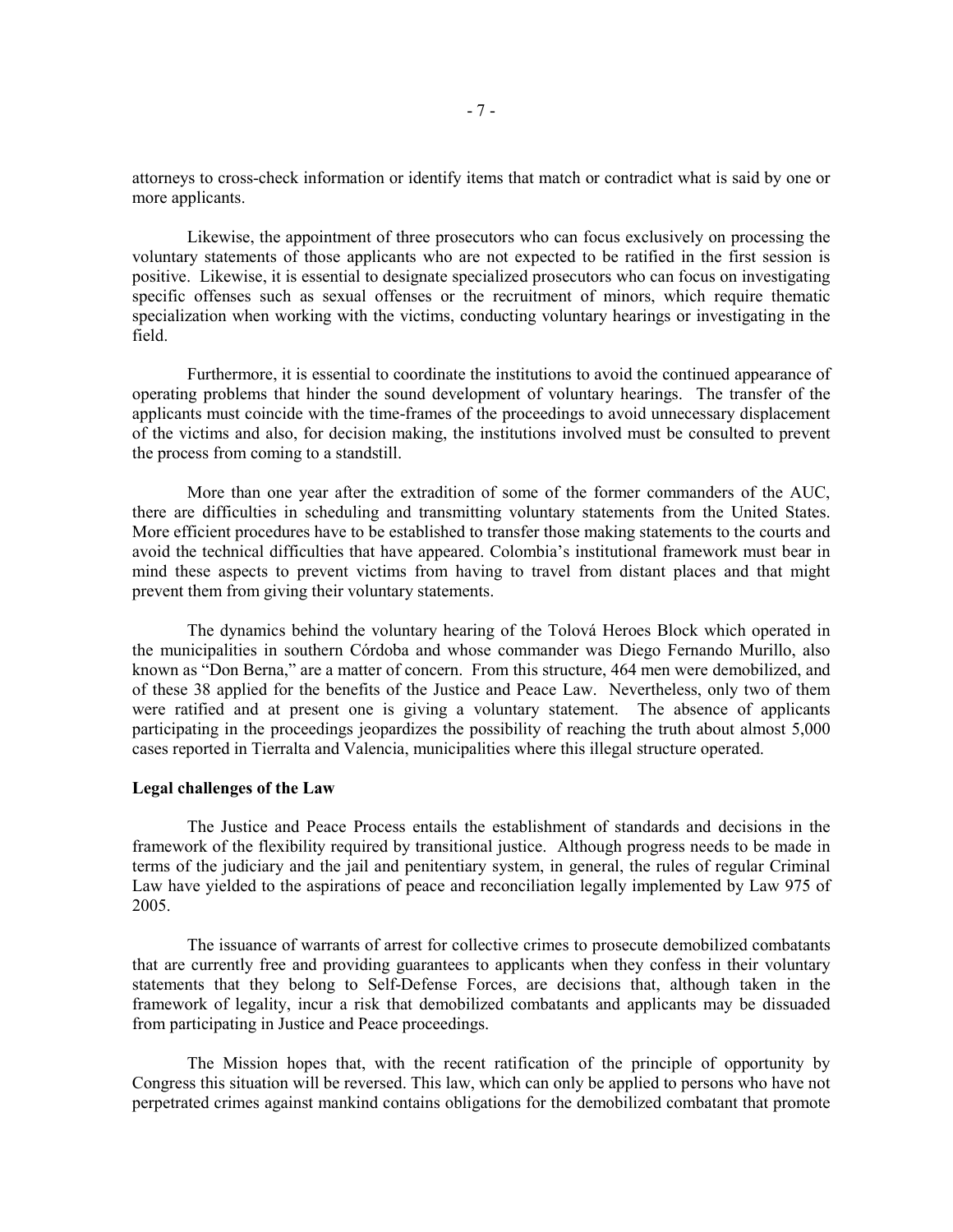attorneys to cross-check information or identify items that match or contradict what is said by one or more applicants.

Likewise, the appointment of three prosecutors who can focus exclusively on processing the voluntary statements of those applicants who are not expected to be ratified in the first session is positive. Likewise, it is essential to designate specialized prosecutors who can focus on investigating specific offenses such as sexual offenses or the recruitment of minors, which require thematic specialization when working with the victims, conducting voluntary hearings or investigating in the field.

Furthermore, it is essential to coordinate the institutions to avoid the continued appearance of operating problems that hinder the sound development of voluntary hearings. The transfer of the applicants must coincide with the time-frames of the proceedings to avoid unnecessary displacement of the victims and also, for decision making, the institutions involved must be consulted to prevent the process from coming to a standstill.

More than one year after the extradition of some of the former commanders of the AUC, there are difficulties in scheduling and transmitting voluntary statements from the United States. More efficient procedures have to be established to transfer those making statements to the courts and avoid the technical difficulties that have appeared. Colombia's institutional framework must bear in mind these aspects to prevent victims from having to travel from distant places and that might prevent them from giving their voluntary statements.

The dynamics behind the voluntary hearing of the Tolová Heroes Block which operated in the municipalities in southern Córdoba and whose commander was Diego Fernando Murillo, also known as "Don Berna," are a matter of concern. From this structure, 464 men were demobilized, and of these 38 applied for the benefits of the Justice and Peace Law. Nevertheless, only two of them were ratified and at present one is giving a voluntary statement. The absence of applicants participating in the proceedings jeopardizes the possibility of reaching the truth about almost 5,000 cases reported in Tierralta and Valencia, municipalities where this illegal structure operated.

**Legal challenges of the Law**

The Justice and Peace Process entails the establishment of standards and decisions in the framework of the flexibility required by transitional justice. Although progress needs to be made in terms of the judiciary and the jail and penitentiary system, in general, the rules of regular Criminal Law have yielded to the aspirations of peace and reconciliation legally implemented by Law 975 of 2005.

The issuance of warrants of arrest for collective crimes to prosecute demobilized combatants that are currently free and providing guarantees to applicants when they confess in their voluntary statements that they belong to Self-Defense Forces, are decisions that, although taken in the framework of legality, incur a risk that demobilized combatants and applicants may be dissuaded from participating in Justice and Peace proceedings.

The Mission hopes that, with the recent ratification of the principle of opportunity by Congress this situation will be reversed. This law, which can only be applied to persons who have not perpetrated crimes against mankind contains obligations for the demobilized combatant that promote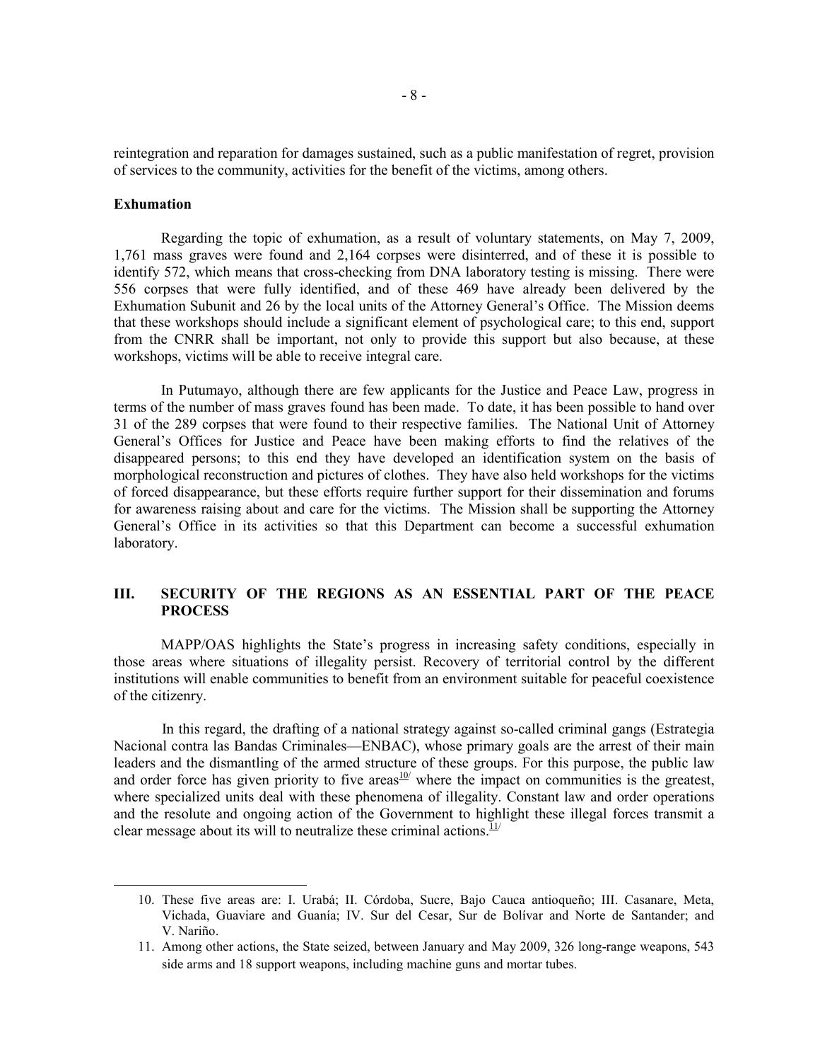reintegration and reparation for damages sustained, such as a public manifestation of regret, provision of services to the community, activities for the benefit of the victims, among others.

**Exhumation**

Regarding the topic of exhumation, as a result of voluntary statements, on May 7, 2009, 1,761 mass graves were found and 2,164 corpses were disinterred, and of these it is possible to identify 572, which means that cross-checking from DNA laboratory testing is missing. There were 556 corpses that were fully identified, and of these 469 have already been delivered by the Exhumation Subunit and 26 by the local units of the Attorney General's Office. The Mission deems that these workshops should include a significant element of psychological care; to this end, support from the CNRR shall be important, not only to provide this support but also because, at these workshops, victims will be able to receive integral care.

In Putumayo, although there are few applicants for the Justice and Peace Law, progress in terms of the number of mass graves found has been made. To date, it has been possible to hand over 31 of the 289 corpses that were found to their respective families. The National Unit of Attorney General's Offices for Justice and Peace have been making efforts to find the relatives of the disappeared persons; to this end they have developed an identification system on the basis of morphological reconstruction and pictures of clothes. They have also held workshops for the victims of forced disappearance, but these efforts require further support for their dissemination and forums for awareness raising about and care for the victims. The Mission shall be supporting the Attorney General's Office in its activities so that this Department can become a successful exhumation laboratory.

## III. SECURITY OF THE REGIONS AS AN ESSENTIAL PART OF THE PEACE PROCESS

MAPP/OAS highlights the State's progress in increasing safety conditions, especially in those areas where situations of illegality persist. Recovery of territorial control by the different institutions will enable communities to benefit from an environment suitable for peaceful coexistence of the citizenry.

In this regard, the drafting of a national strategy against so-called criminal gangs (Estrategia Nacional contra las Bandas Criminales—ENBAC), whose primary goals are the arrest of their main leaders and the dismantling of the armed structure of these groups. For this purpose, the public law and order force has given priority to five areas[10] where the impact on communities is the greatest, where specialized units deal with these phenomena of illegality. Constant law and order operations and the resolute and ongoing action of the Government to highlight these illegal forces transmit a clear message about its will to neutralize these criminal actions.[11]

---

10. These five areas are: I. Urabá; II. Córdoba, Sucre, Bajo Cauca antioqueño; III. Casanare, Meta, Vichada, Guaviare and Guanía; IV. Sur del Cesar, Sur de Bolívar and Norte de Santander; and V. Nariño.

11. Among other actions, the State seized, between January and May 2009, 326 long-range weapons, 543 side arms and 18 support weapons, including machine guns and mortar tubes.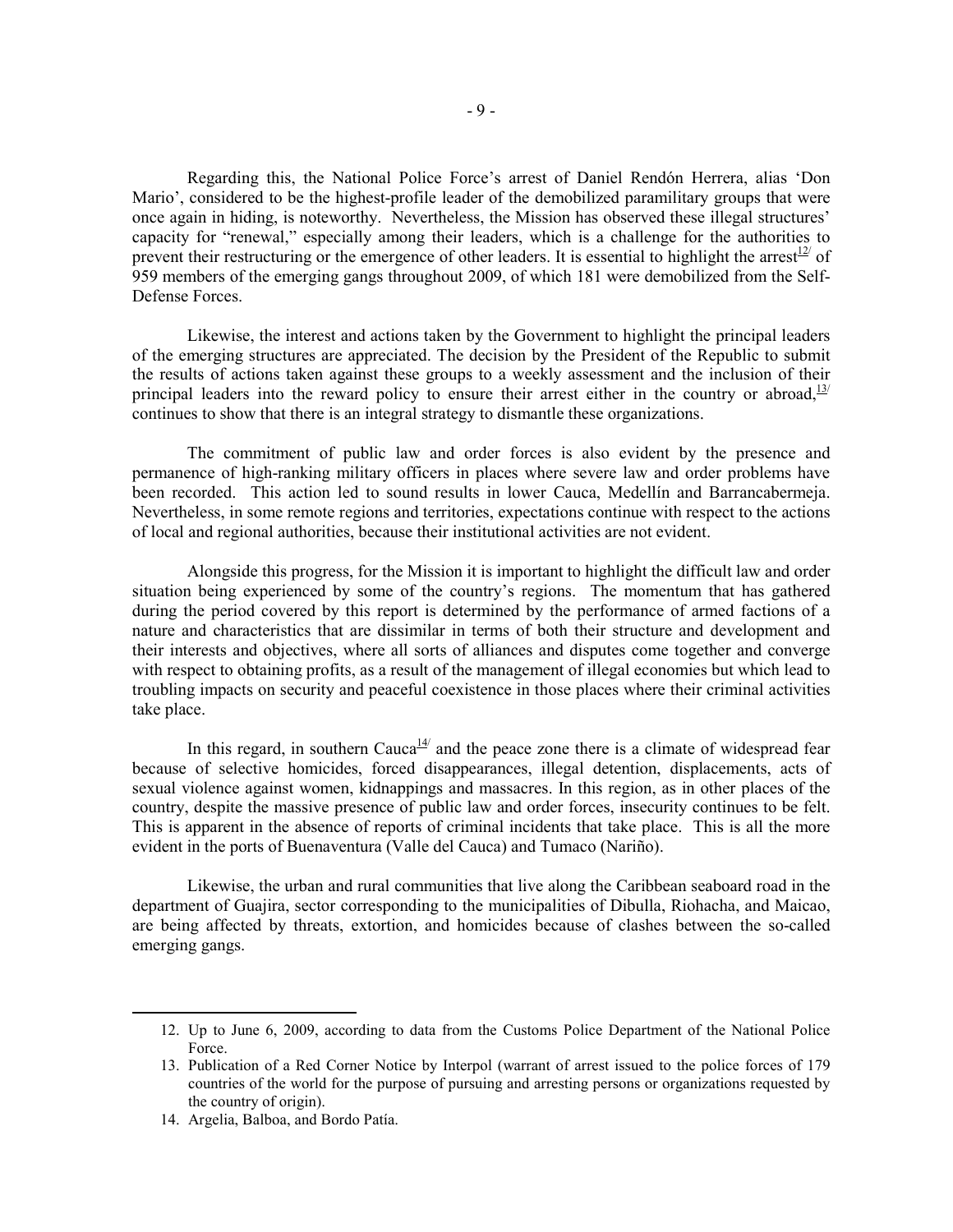Regarding this, the National Police Force's arrest of Daniel Rendón Herrera, alias 'Don Mario', considered to be the highest-profile leader of the demobilized paramilitary groups that were once again in hiding, is noteworthy. Nevertheless, the Mission has observed these illegal structures' capacity for "renewal," especially among their leaders, which is a challenge for the authorities to prevent their restructuring or the emergence of other leaders. It is essential to highlight the arrest[12] of 959 members of the emerging gangs throughout 2009, of which 181 were demobilized from the Self-Defense Forces.

Likewise, the interest and actions taken by the Government to highlight the principal leaders of the emerging structures are appreciated. The decision by the President of the Republic to submit the results of actions taken against these groups to a weekly assessment and the inclusion of their principal leaders into the reward policy to ensure their arrest either in the country or abroad,[13] continues to show that there is an integral strategy to dismantle these organizations.

The commitment of public law and order forces is also evident by the presence and permanence of high-ranking military officers in places where severe law and order problems have been recorded. This action led to sound results in lower Cauca, Medellín and Barrancabermeja. Nevertheless, in some remote regions and territories, expectations continue with respect to the actions of local and regional authorities, because their institutional activities are not evident.

Alongside this progress, for the Mission it is important to highlight the difficult law and order situation being experienced by some of the country's regions. The momentum that has gathered during the period covered by this report is determined by the performance of armed factions of a nature and characteristics that are dissimilar in terms of both their structure and development and their interests and objectives, where all sorts of alliances and disputes come together and converge with respect to obtaining profits, as a result of the management of illegal economies but which lead to troubling impacts on security and peaceful coexistence in those places where their criminal activities take place.

In this regard, in southern Cauca[14] and the peace zone there is a climate of widespread fear because of selective homicides, forced disappearances, illegal detention, displacements, acts of sexual violence against women, kidnappings and massacres. In this region, as in other places of the country, despite the massive presence of public law and order forces, insecurity continues to be felt. This is apparent in the absence of reports of criminal incidents that take place. This is all the more evident in the ports of Buenaventura (Valle del Cauca) and Tumaco (Nariño).

Likewise, the urban and rural communities that live along the Caribbean seaboard road in the department of Guajira, sector corresponding to the municipalities of Dibulla, Riohacha, and Maicao, are being affected by threats, extortion, and homicides because of clashes between the so-called emerging gangs.

---

12. Up to June 6, 2009, according to data from the Customs Police Department of the National Police Force.
13. Publication of a Red Corner Notice by Interpol (warrant of arrest issued to the police forces of 179 countries of the world for the purpose of pursuing and arresting persons or organizations requested by the country of origin).
14. Argelia, Balboa, and Bordo Patía.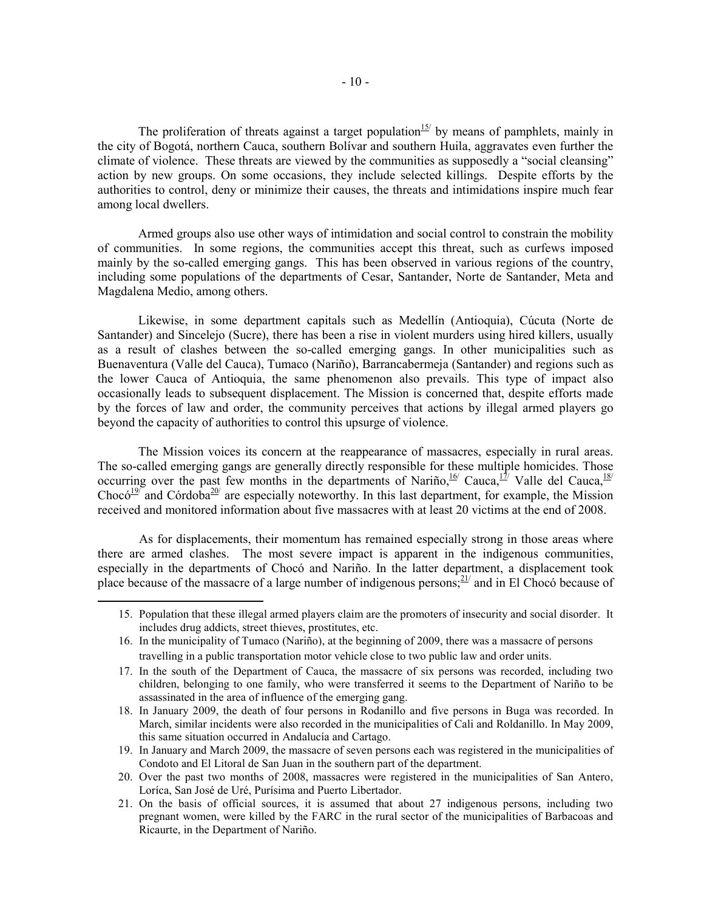The proliferation of threats against a target population[15] by means of pamphlets, mainly in the city of Bogotá, northern Cauca, southern Bolívar and southern Huila, aggravates even further the climate of violence. These threats are viewed by the communities as supposedly a "social cleansing" action by new groups. On some occasions, they include selected killings. Despite efforts by the authorities to control, deny or minimize their causes, the threats and intimidations inspire much fear among local dwellers.

Armed groups also use other ways of intimidation and social control to constrain the mobility of communities. In some regions, the communities accept this threat, such as curfews imposed mainly by the so-called emerging gangs. This has been observed in various regions of the country, including some populations of the departments of Cesar, Santander, Norte de Santander, Meta and Magdalena Medio, among others.

Likewise, in some department capitals such as Medellín (Antioquia), Cúcuta (Norte de Santander) and Sincelejo (Sucre), there has been a rise in violent murders using hired killers, usually as a result of clashes between the so-called emerging gangs. In other municipalities such as Buenaventura (Valle del Cauca), Tumaco (Nariño), Barrancabermeja (Santander) and regions such as the lower Cauca of Antioquia, the same phenomenon also prevails. This type of impact also occasionally leads to subsequent displacement. The Mission is concerned that, despite efforts made by the forces of law and order, the community perceives that actions by illegal armed players go beyond the capacity of authorities to control this upsurge of violence.

The Mission voices its concern at the reappearance of massacres, especially in rural areas. The so-called emerging gangs are generally directly responsible for these multiple homicides. Those occurring over the past few months in the departments of Nariño,[16] Cauca,[17] Valle del Cauca,[18] Chocó[19] and Córdoba[20] are especially noteworthy. In this last department, for example, the Mission received and monitored information about five massacres with at least 20 victims at the end of 2008.

As for displacements, their momentum has remained especially strong in those areas where there are armed clashes. The most severe impact is apparent in the indigenous communities, especially in the departments of Chocó and Nariño. In the latter department, a displacement took place because of the massacre of a large number of indigenous persons;[21] and in El Chocó because of

---

15. Population that these illegal armed players claim are the promoters of insecurity and social disorder. It includes drug addicts, street thieves, prostitutes, etc.
16. In the municipality of Tumaco (Nariño), at the beginning of 2009, there was a massacre of persons travelling in a public transportation motor vehicle close to two public law and order units.
17. In the south of the Department of Cauca, the massacre of six persons was recorded, including two children, belonging to one family, who were transferred it seems to the Department of Nariño to be assassinated in the area of influence of the emerging gang.
18. In January 2009, the death of four persons in Rodanillo and five persons in Buga was recorded. In March, similar incidents were also recorded in the municipalities of Cali and Roldanillo. In May 2009, this same situation occurred in Andalucía and Cartago.
19. In January and March 2009, the massacre of seven persons each was registered in the municipalities of Condoto and El Litoral de San Juan in the southern part of the department.
20. Over the past two months of 2008, massacres were registered in the municipalities of San Antero, Loríca, San José de Uré, Purísima and Puerto Libertador.
21. On the basis of official sources, it is assumed that about 27 indigenous persons, including two pregnant women, were killed by the FARC in the rural sector of the municipalities of Barbacoas and Ricaurte, in the Department of Nariño.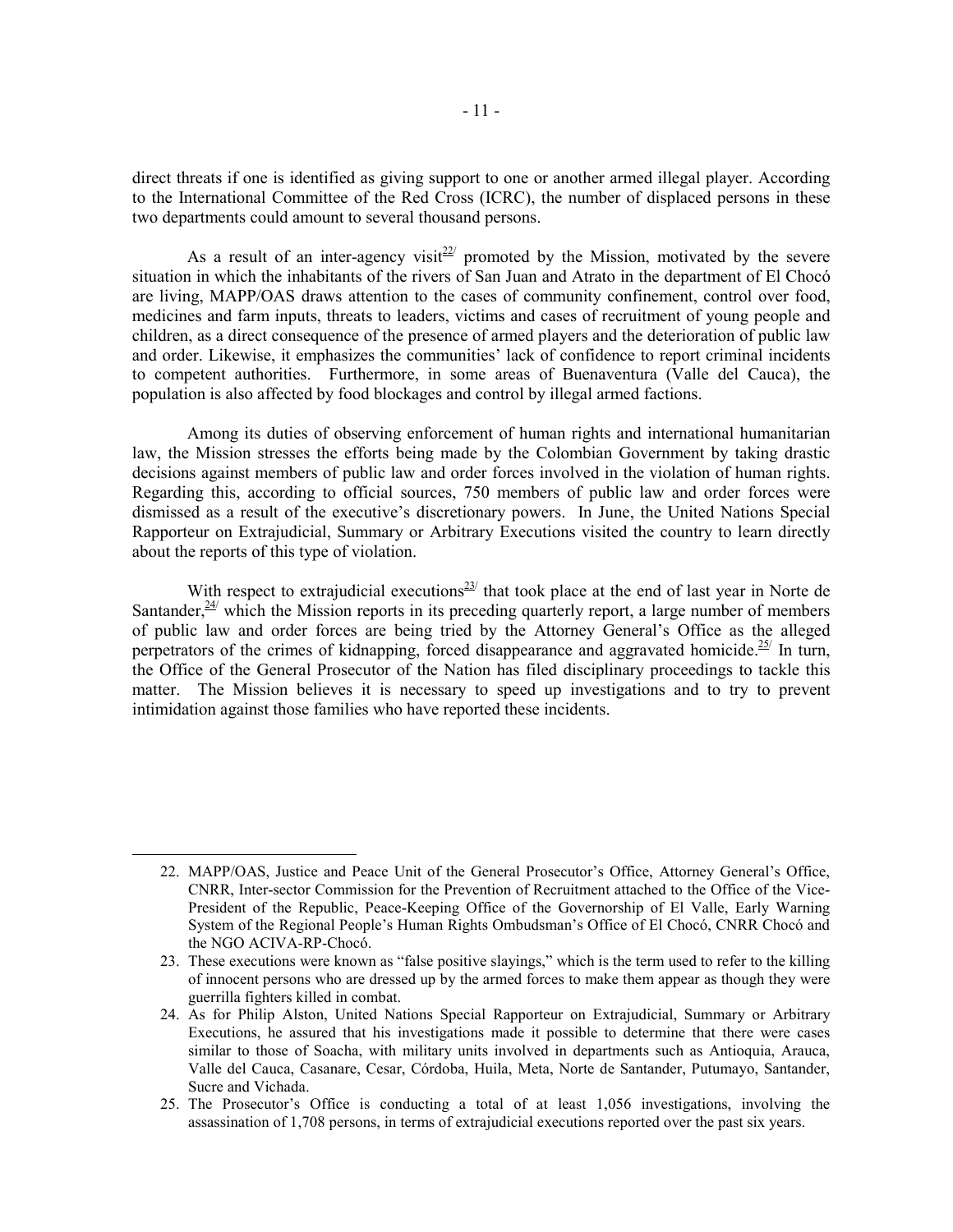direct threats if one is identified as giving support to one or another armed illegal player. According to the International Committee of the Red Cross (ICRC), the number of displaced persons in these two departments could amount to several thousand persons.

As a result of an inter-agency visit[22/] promoted by the Mission, motivated by the severe situation in which the inhabitants of the rivers of San Juan and Atrato in the department of El Chocó are living, MAPP/OAS draws attention to the cases of community confinement, control over food, medicines and farm inputs, threats to leaders, victims and cases of recruitment of young people and children, as a direct consequence of the presence of armed players and the deterioration of public law and order. Likewise, it emphasizes the communities' lack of confidence to report criminal incidents to competent authorities. Furthermore, in some areas of Buenaventura (Valle del Cauca), the population is also affected by food blockages and control by illegal armed factions.

Among its duties of observing enforcement of human rights and international humanitarian law, the Mission stresses the efforts being made by the Colombian Government by taking drastic decisions against members of public law and order forces involved in the violation of human rights. Regarding this, according to official sources, 750 members of public law and order forces were dismissed as a result of the executive's discretionary powers. In June, the United Nations Special Rapporteur on Extrajudicial, Summary or Arbitrary Executions visited the country to learn directly about the reports of this type of violation.

With respect to extrajudicial executions[23/] that took place at the end of last year in Norte de Santander,[24/] which the Mission reports in its preceding quarterly report, a large number of members of public law and order forces are being tried by the Attorney General's Office as the alleged perpetrators of the crimes of kidnapping, forced disappearance and aggravated homicide.[25/] In turn, the Office of the General Prosecutor of the Nation has filed disciplinary proceedings to tackle this matter. The Mission believes it is necessary to speed up investigations and to try to prevent intimidation against those families who have reported these incidents.

---

22. MAPP/OAS, Justice and Peace Unit of the General Prosecutor's Office, Attorney General's Office, CNRR, Inter-sector Commission for the Prevention of Recruitment attached to the Office of the Vice-President of the Republic, Peace-Keeping Office of the Governorship of El Valle, Early Warning System of the Regional People's Human Rights Ombudsman's Office of El Chocó, CNRR Chocó and the NGO ACIVA-RP-Chocó.
23. These executions were known as "false positive slayings," which is the term used to refer to the killing of innocent persons who are dressed up by the armed forces to make them appear as though they were guerrilla fighters killed in combat.
24. As for Philip Alston, United Nations Special Rapporteur on Extrajudicial, Summary or Arbitrary Executions, he assured that his investigations made it possible to determine that there were cases similar to those of Soacha, with military units involved in departments such as Antioquia, Arauca, Valle del Cauca, Casanare, Cesar, Córdoba, Huila, Meta, Norte de Santander, Putumayo, Santander, Sucre and Vichada.
25. The Prosecutor's Office is conducting a total of at least 1,056 investigations, involving the assassination of 1,708 persons, in terms of extrajudicial executions reported over the past six years.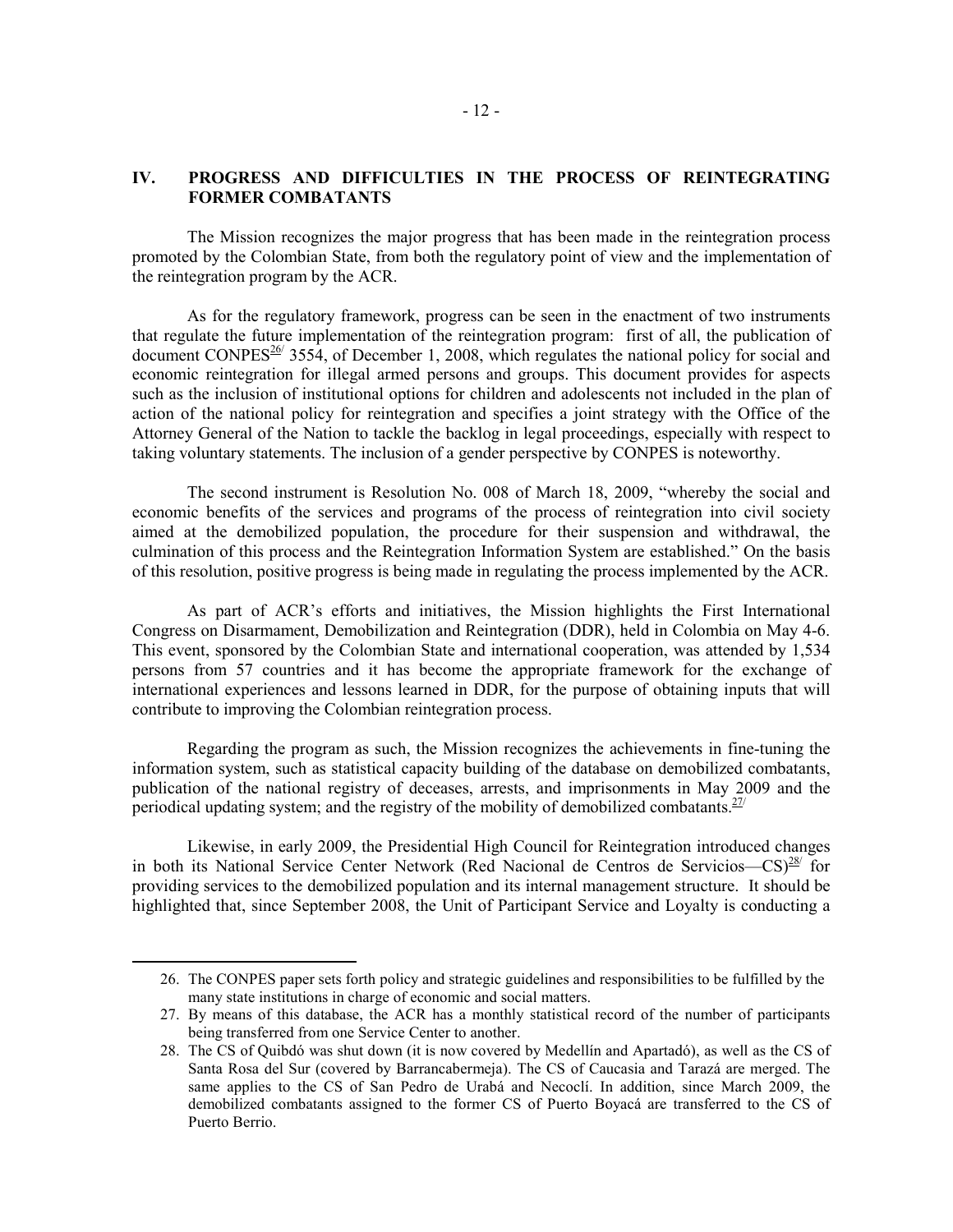## IV. PROGRESS AND DIFFICULTIES IN THE PROCESS OF REINTEGRATING FORMER COMBATANTS

The Mission recognizes the major progress that has been made in the reintegration process promoted by the Colombian State, from both the regulatory point of view and the implementation of the reintegration program by the ACR.

As for the regulatory framework, progress can be seen in the enactment of two instruments that regulate the future implementation of the reintegration program: first of all, the publication of document CONPES[26] 3554, of December 1, 2008, which regulates the national policy for social and economic reintegration for illegal armed persons and groups. This document provides for aspects such as the inclusion of institutional options for children and adolescents not included in the plan of action of the national policy for reintegration and specifies a joint strategy with the Office of the Attorney General of the Nation to tackle the backlog in legal proceedings, especially with respect to taking voluntary statements. The inclusion of a gender perspective by CONPES is noteworthy.

The second instrument is Resolution No. 008 of March 18, 2009, "whereby the social and economic benefits of the services and programs of the process of reintegration into civil society aimed at the demobilized population, the procedure for their suspension and withdrawal, the culmination of this process and the Reintegration Information System are established." On the basis of this resolution, positive progress is being made in regulating the process implemented by the ACR.

As part of ACR's efforts and initiatives, the Mission highlights the First International Congress on Disarmament, Demobilization and Reintegration (DDR), held in Colombia on May 4-6. This event, sponsored by the Colombian State and international cooperation, was attended by 1,534 persons from 57 countries and it has become the appropriate framework for the exchange of international experiences and lessons learned in DDR, for the purpose of obtaining inputs that will contribute to improving the Colombian reintegration process.

Regarding the program as such, the Mission recognizes the achievements in fine-tuning the information system, such as statistical capacity building of the database on demobilized combatants, publication of the national registry of deceases, arrests, and imprisonments in May 2009 and the periodical updating system; and the registry of the mobility of demobilized combatants.[27]

Likewise, in early 2009, the Presidential High Council for Reintegration introduced changes in both its National Service Center Network (Red Nacional de Centros de Servicios—CS)[28] for providing services to the demobilized population and its internal management structure. It should be highlighted that, since September 2008, the Unit of Participant Service and Loyalty is conducting a

---

26. The CONPES paper sets forth policy and strategic guidelines and responsibilities to be fulfilled by the many state institutions in charge of economic and social matters.
27. By means of this database, the ACR has a monthly statistical record of the number of participants being transferred from one Service Center to another.
28. The CS of Quibdó was shut down (it is now covered by Medellín and Apartadó), as well as the CS of Santa Rosa del Sur (covered by Barrancabermeja). The CS of Caucasia and Tarazá are merged. The same applies to the CS of San Pedro de Urabá and Necoclí. In addition, since March 2009, the demobilized combatants assigned to the former CS of Puerto Boyacá are transferred to the CS of Puerto Berrio.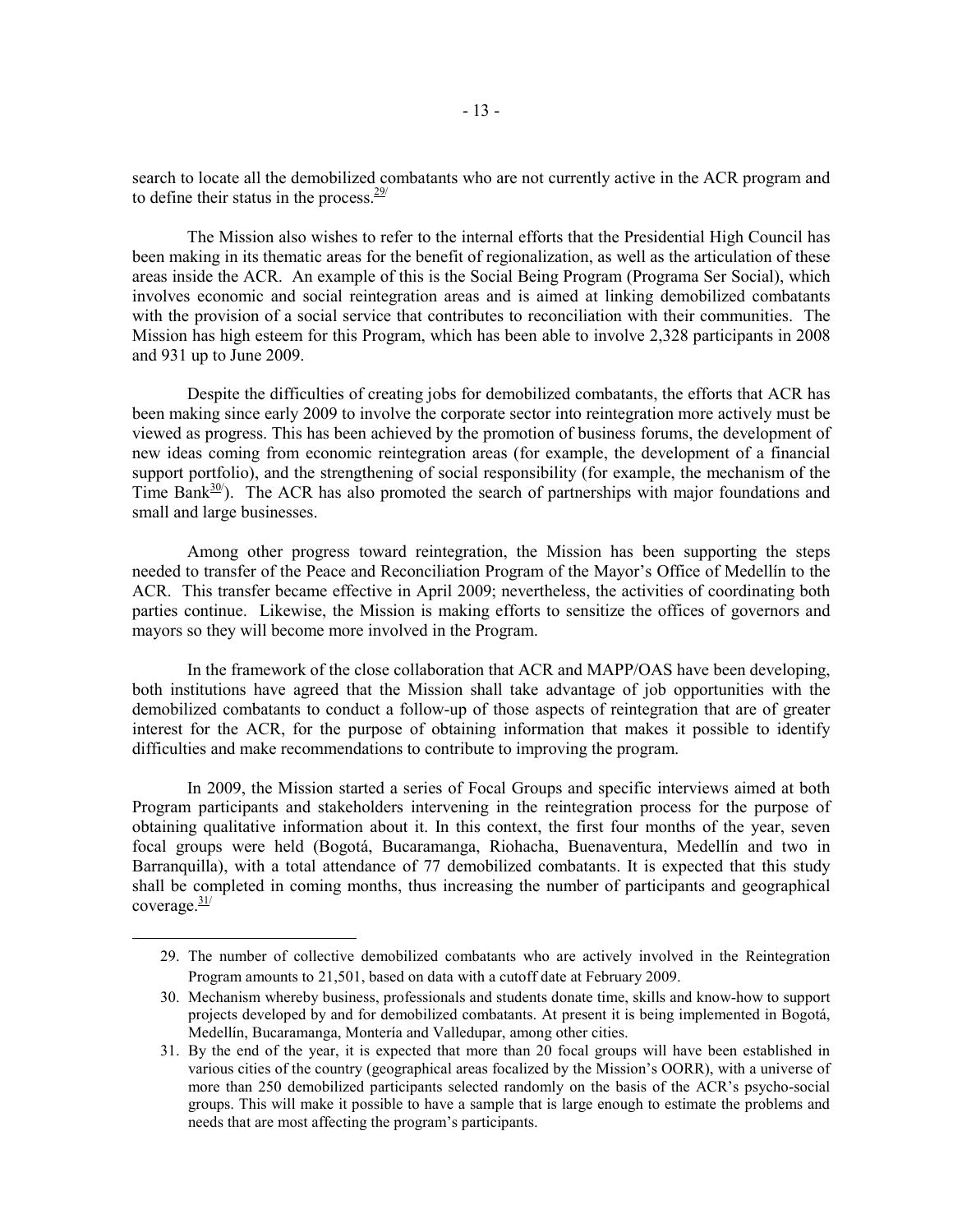search to locate all the demobilized combatants who are not currently active in the ACR program and to define their status in the process.[29]

The Mission also wishes to refer to the internal efforts that the Presidential High Council has been making in its thematic areas for the benefit of regionalization, as well as the articulation of these areas inside the ACR. An example of this is the Social Being Program (Programa Ser Social), which involves economic and social reintegration areas and is aimed at linking demobilized combatants with the provision of a social service that contributes to reconciliation with their communities. The Mission has high esteem for this Program, which has been able to involve 2,328 participants in 2008 and 931 up to June 2009.

Despite the difficulties of creating jobs for demobilized combatants, the efforts that ACR has been making since early 2009 to involve the corporate sector into reintegration more actively must be viewed as progress. This has been achieved by the promotion of business forums, the development of new ideas coming from economic reintegration areas (for example, the development of a financial support portfolio), and the strengthening of social responsibility (for example, the mechanism of the Time Bank[30]). The ACR has also promoted the search of partnerships with major foundations and small and large businesses.

Among other progress toward reintegration, the Mission has been supporting the steps needed to transfer of the Peace and Reconciliation Program of the Mayor's Office of Medellín to the ACR. This transfer became effective in April 2009; nevertheless, the activities of coordinating both parties continue. Likewise, the Mission is making efforts to sensitize the offices of governors and mayors so they will become more involved in the Program.

In the framework of the close collaboration that ACR and MAPP/OAS have been developing, both institutions have agreed that the Mission shall take advantage of job opportunities with the demobilized combatants to conduct a follow-up of those aspects of reintegration that are of greater interest for the ACR, for the purpose of obtaining information that makes it possible to identify difficulties and make recommendations to contribute to improving the program.

In 2009, the Mission started a series of Focal Groups and specific interviews aimed at both Program participants and stakeholders intervening in the reintegration process for the purpose of obtaining qualitative information about it. In this context, the first four months of the year, seven focal groups were held (Bogotá, Bucaramanga, Riohacha, Buenaventura, Medellín and two in Barranquilla), with a total attendance of 77 demobilized combatants. It is expected that this study shall be completed in coming months, thus increasing the number of participants and geographical coverage.[31]

---

29. The number of collective demobilized combatants who are actively involved in the Reintegration Program amounts to 21,501, based on data with a cutoff date at February 2009.

30. Mechanism whereby business, professionals and students donate time, skills and know-how to support projects developed by and for demobilized combatants. At present it is being implemented in Bogotá, Medellín, Bucaramanga, Montería and Valledupar, among other cities.

31. By the end of the year, it is expected that more than 20 focal groups will have been established in various cities of the country (geographical areas focalized by the Mission's OORR), with a universe of more than 250 demobilized participants selected randomly on the basis of the ACR's psycho-social groups. This will make it possible to have a sample that is large enough to estimate the problems and needs that are most affecting the program's participants.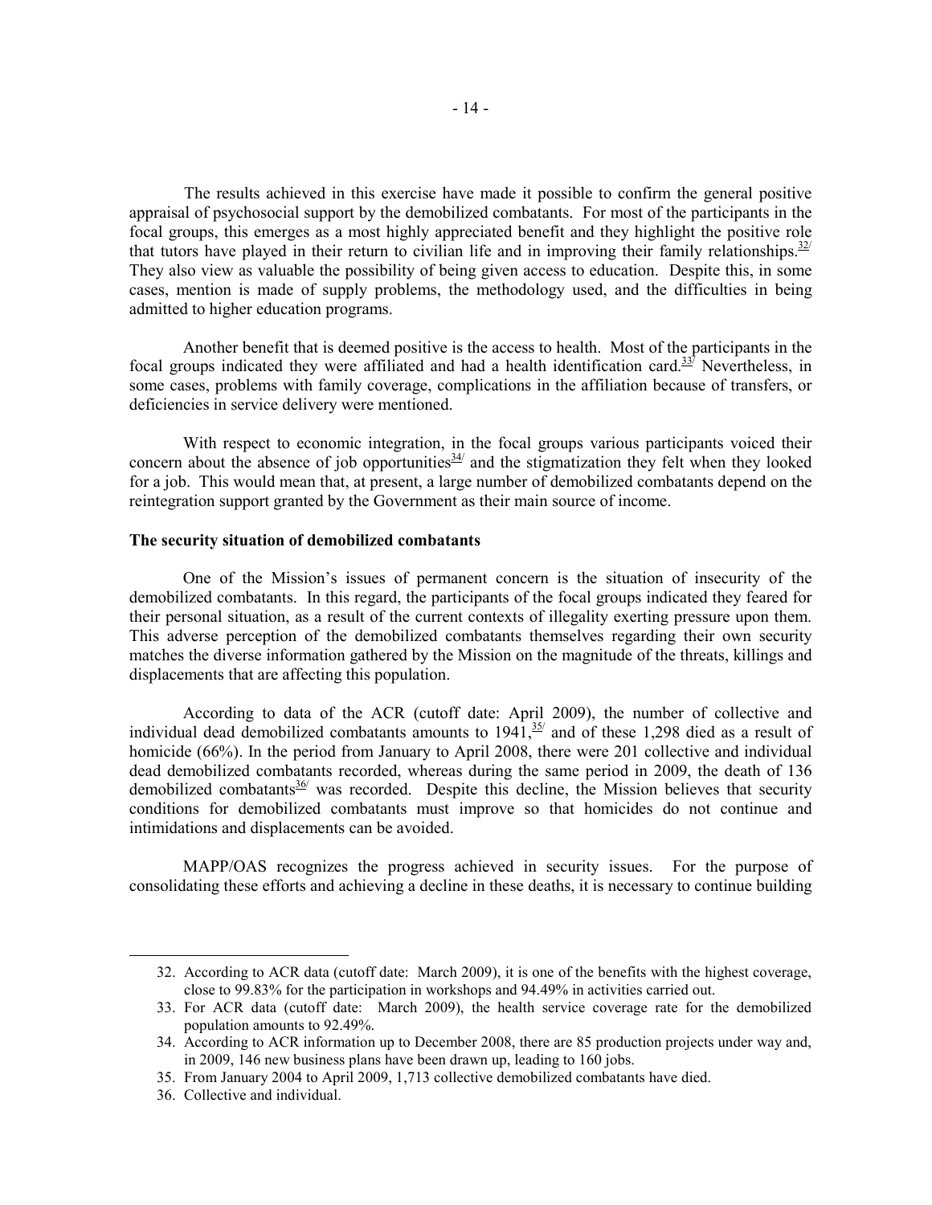The results achieved in this exercise have made it possible to confirm the general positive appraisal of psychosocial support by the demobilized combatants. For most of the participants in the focal groups, this emerges as a most highly appreciated benefit and they highlight the positive role that tutors have played in their return to civilian life and in improving their family relationships.[32] They also view as valuable the possibility of being given access to education. Despite this, in some cases, mention is made of supply problems, the methodology used, and the difficulties in being admitted to higher education programs.

Another benefit that is deemed positive is the access to health. Most of the participants in the focal groups indicated they were affiliated and had a health identification card.[33] Nevertheless, in some cases, problems with family coverage, complications in the affiliation because of transfers, or deficiencies in service delivery were mentioned.

With respect to economic integration, in the focal groups various participants voiced their concern about the absence of job opportunities[34] and the stigmatization they felt when they looked for a job. This would mean that, at present, a large number of demobilized combatants depend on the reintegration support granted by the Government as their main source of income.

**The security situation of demobilized combatants**

One of the Mission's issues of permanent concern is the situation of insecurity of the demobilized combatants. In this regard, the participants of the focal groups indicated they feared for their personal situation, as a result of the current contexts of illegality exerting pressure upon them. This adverse perception of the demobilized combatants themselves regarding their own security matches the diverse information gathered by the Mission on the magnitude of the threats, killings and displacements that are affecting this population.

According to data of the ACR (cutoff date: April 2009), the number of collective and individual dead demobilized combatants amounts to 1941,[35] and of these 1,298 died as a result of homicide (66%). In the period from January to April 2008, there were 201 collective and individual dead demobilized combatants recorded, whereas during the same period in 2009, the death of 136 demobilized combatants[36] was recorded. Despite this decline, the Mission believes that security conditions for demobilized combatants must improve so that homicides do not continue and intimidations and displacements can be avoided.

MAPP/OAS recognizes the progress achieved in security issues. For the purpose of consolidating these efforts and achieving a decline in these deaths, it is necessary to continue building

---

32. According to ACR data (cutoff date: March 2009), it is one of the benefits with the highest coverage, close to 99.83% for the participation in workshops and 94.49% in activities carried out.
33. For ACR data (cutoff date: March 2009), the health service coverage rate for the demobilized population amounts to 92.49%.
34. According to ACR information up to December 2008, there are 85 production projects under way and, in 2009, 146 new business plans have been drawn up, leading to 160 jobs.
35. From January 2004 to April 2009, 1,713 collective demobilized combatants have died.
36. Collective and individual.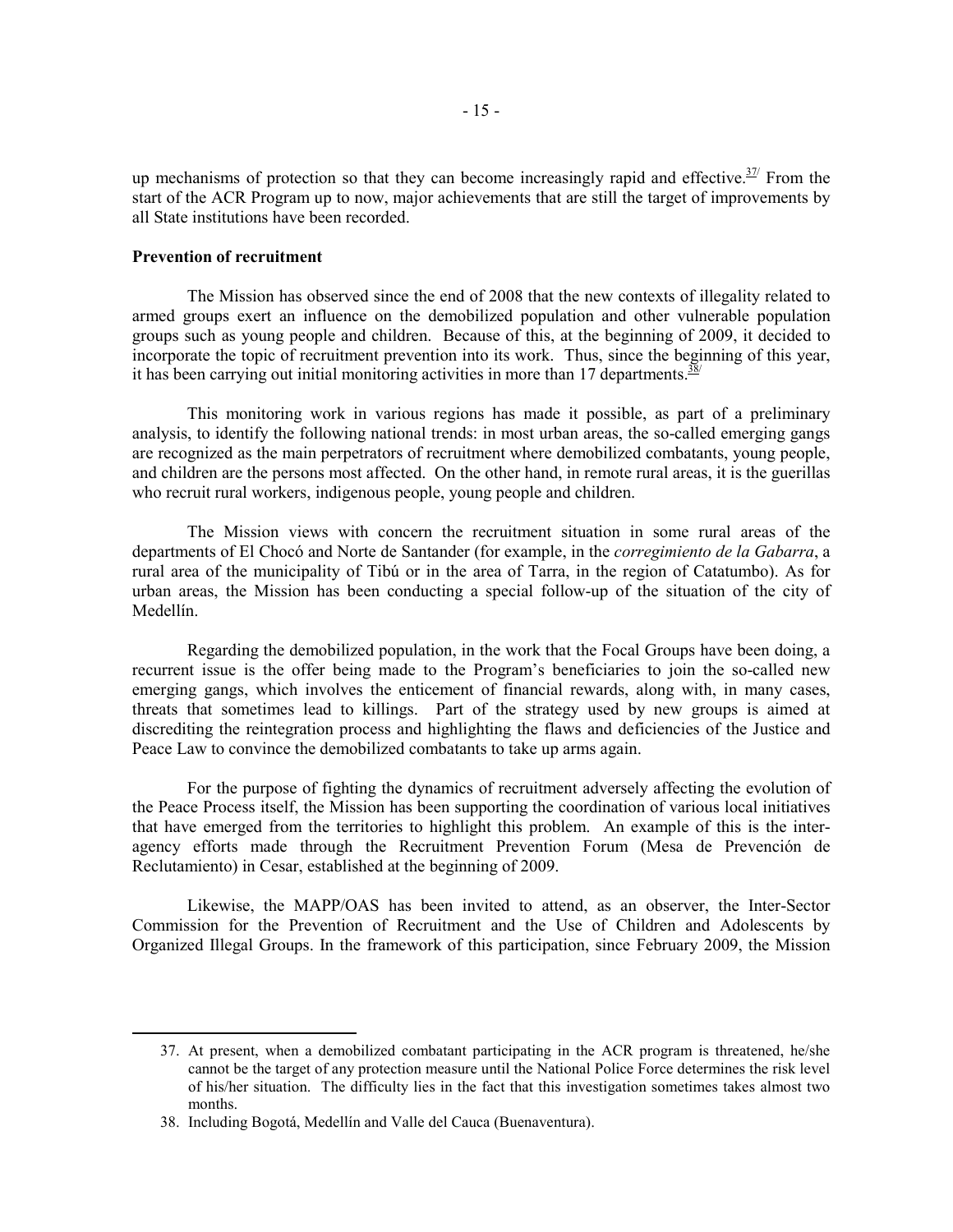up mechanisms of protection so that they can become increasingly rapid and effective.[37] From the start of the ACR Program up to now, major achievements that are still the target of improvements by all State institutions have been recorded.

**Prevention of recruitment**

The Mission has observed since the end of 2008 that the new contexts of illegality related to armed groups exert an influence on the demobilized population and other vulnerable population groups such as young people and children. Because of this, at the beginning of 2009, it decided to incorporate the topic of recruitment prevention into its work. Thus, since the beginning of this year, it has been carrying out initial monitoring activities in more than 17 departments.[38]

This monitoring work in various regions has made it possible, as part of a preliminary analysis, to identify the following national trends: in most urban areas, the so-called emerging gangs are recognized as the main perpetrators of recruitment where demobilized combatants, young people, and children are the persons most affected. On the other hand, in remote rural areas, it is the guerillas who recruit rural workers, indigenous people, young people and children.

The Mission views with concern the recruitment situation in some rural areas of the departments of El Chocó and Norte de Santander (for example, in the *corregimiento de la Gabarra*, a rural area of the municipality of Tibú or in the area of Tarra, in the region of Catatumbo). As for urban areas, the Mission has been conducting a special follow-up of the situation of the city of Medellín.

Regarding the demobilized population, in the work that the Focal Groups have been doing, a recurrent issue is the offer being made to the Program's beneficiaries to join the so-called new emerging gangs, which involves the enticement of financial rewards, along with, in many cases, threats that sometimes lead to killings. Part of the strategy used by new groups is aimed at discrediting the reintegration process and highlighting the flaws and deficiencies of the Justice and Peace Law to convince the demobilized combatants to take up arms again.

For the purpose of fighting the dynamics of recruitment adversely affecting the evolution of the Peace Process itself, the Mission has been supporting the coordination of various local initiatives that have emerged from the territories to highlight this problem. An example of this is the inter-agency efforts made through the Recruitment Prevention Forum (Mesa de Prevención de Reclutamiento) in Cesar, established at the beginning of 2009.

Likewise, the MAPP/OAS has been invited to attend, as an observer, the Inter-Sector Commission for the Prevention of Recruitment and the Use of Children and Adolescents by Organized Illegal Groups. In the framework of this participation, since February 2009, the Mission

---

37. At present, when a demobilized combatant participating in the ACR program is threatened, he/she cannot be the target of any protection measure until the National Police Force determines the risk level of his/her situation. The difficulty lies in the fact that this investigation sometimes takes almost two months.

38. Including Bogotá, Medellín and Valle del Cauca (Buenaventura).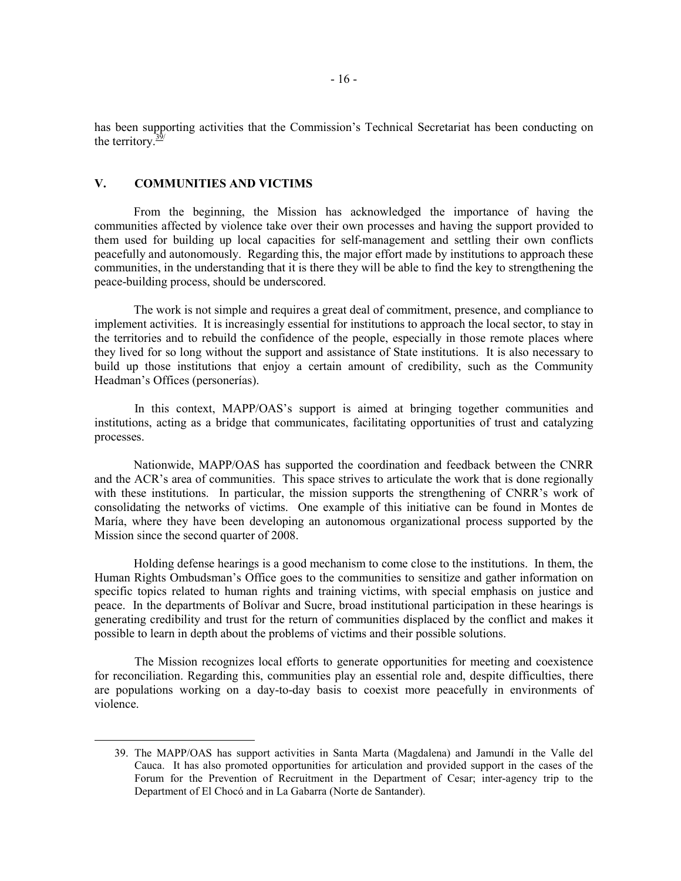has been supporting activities that the Commission's Technical Secretariat has been conducting on the territory.[39]

## V. COMMUNITIES AND VICTIMS

From the beginning, the Mission has acknowledged the importance of having the communities affected by violence take over their own processes and having the support provided to them used for building up local capacities for self-management and settling their own conflicts peacefully and autonomously. Regarding this, the major effort made by institutions to approach these communities, in the understanding that it is there they will be able to find the key to strengthening the peace-building process, should be underscored.

The work is not simple and requires a great deal of commitment, presence, and compliance to implement activities. It is increasingly essential for institutions to approach the local sector, to stay in the territories and to rebuild the confidence of the people, especially in those remote places where they lived for so long without the support and assistance of State institutions. It is also necessary to build up those institutions that enjoy a certain amount of credibility, such as the Community Headman's Offices (personerías).

In this context, MAPP/OAS's support is aimed at bringing together communities and institutions, acting as a bridge that communicates, facilitating opportunities of trust and catalyzing processes.

Nationwide, MAPP/OAS has supported the coordination and feedback between the CNRR and the ACR's area of communities. This space strives to articulate the work that is done regionally with these institutions. In particular, the mission supports the strengthening of CNRR's work of consolidating the networks of victims. One example of this initiative can be found in Montes de María, where they have been developing an autonomous organizational process supported by the Mission since the second quarter of 2008.

Holding defense hearings is a good mechanism to come close to the institutions. In them, the Human Rights Ombudsman's Office goes to the communities to sensitize and gather information on specific topics related to human rights and training victims, with special emphasis on justice and peace. In the departments of Bolívar and Sucre, broad institutional participation in these hearings is generating credibility and trust for the return of communities displaced by the conflict and makes it possible to learn in depth about the problems of victims and their possible solutions.

The Mission recognizes local efforts to generate opportunities for meeting and coexistence for reconciliation. Regarding this, communities play an essential role and, despite difficulties, there are populations working on a day-to-day basis to coexist more peacefully in environments of violence.

---

39. The MAPP/OAS has support activities in Santa Marta (Magdalena) and Jamundí in the Valle del Cauca. It has also promoted opportunities for articulation and provided support in the cases of the Forum for the Prevention of Recruitment in the Department of Cesar; inter-agency trip to the Department of El Chocó and in La Gabarra (Norte de Santander).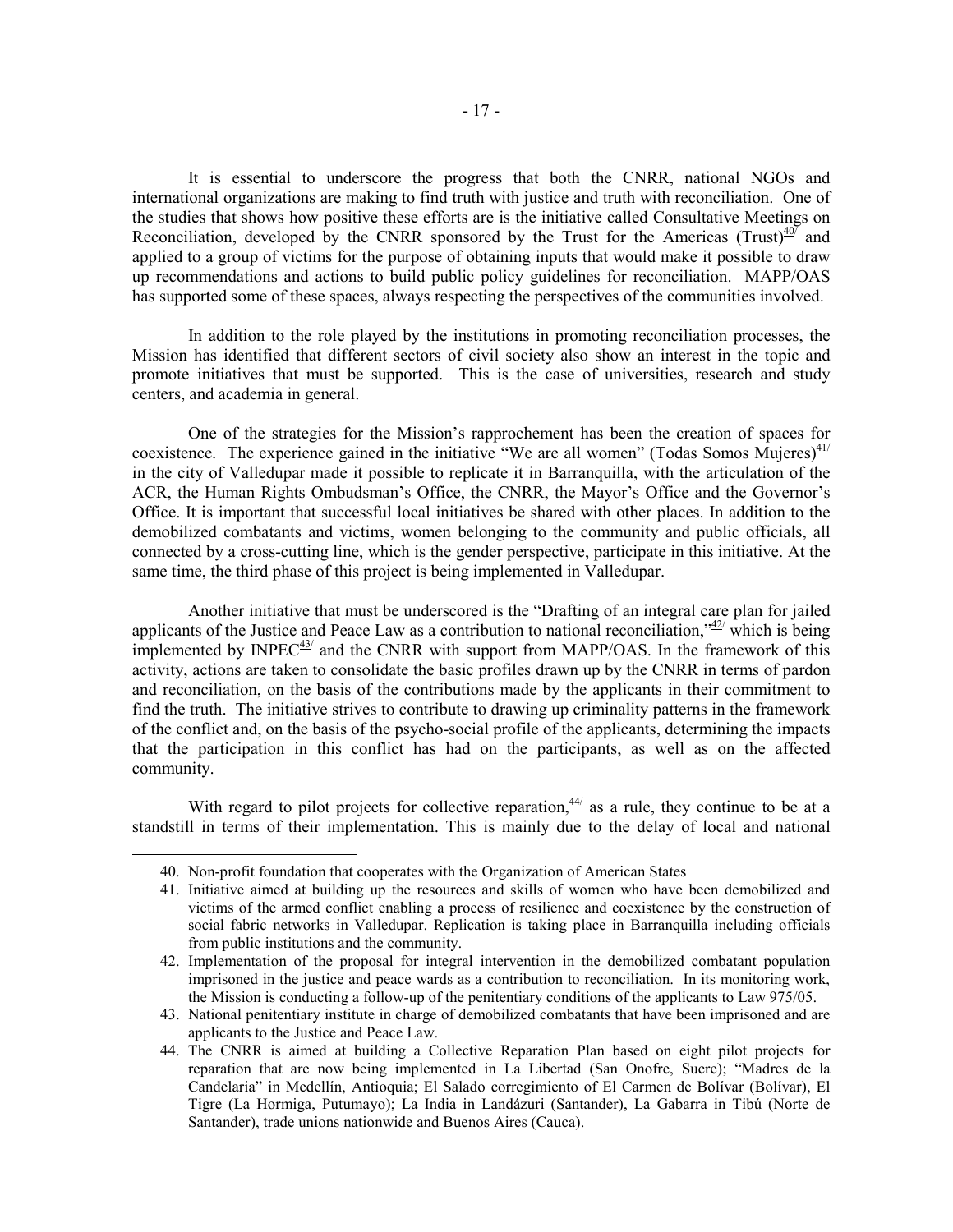It is essential to underscore the progress that both the CNRR, national NGOs and international organizations are making to find truth with justice and truth with reconciliation. One of the studies that shows how positive these efforts are is the initiative called Consultative Meetings on Reconciliation, developed by the CNRR sponsored by the Trust for the Americas (Trust)[40/] and applied to a group of victims for the purpose of obtaining inputs that would make it possible to draw up recommendations and actions to build public policy guidelines for reconciliation. MAPP/OAS has supported some of these spaces, always respecting the perspectives of the communities involved.

In addition to the role played by the institutions in promoting reconciliation processes, the Mission has identified that different sectors of civil society also show an interest in the topic and promote initiatives that must be supported. This is the case of universities, research and study centers, and academia in general.

One of the strategies for the Mission's rapprochement has been the creation of spaces for coexistence. The experience gained in the initiative "We are all women" (Todas Somos Mujeres)[41/] in the city of Valledupar made it possible to replicate it in Barranquilla, with the articulation of the ACR, the Human Rights Ombudsman's Office, the CNRR, the Mayor's Office and the Governor's Office. It is important that successful local initiatives be shared with other places. In addition to the demobilized combatants and victims, women belonging to the community and public officials, all connected by a cross-cutting line, which is the gender perspective, participate in this initiative. At the same time, the third phase of this project is being implemented in Valledupar.

Another initiative that must be underscored is the "Drafting of an integral care plan for jailed applicants of the Justice and Peace Law as a contribution to national reconciliation,"[42/] which is being implemented by INPEC[43/] and the CNRR with support from MAPP/OAS. In the framework of this activity, actions are taken to consolidate the basic profiles drawn up by the CNRR in terms of pardon and reconciliation, on the basis of the contributions made by the applicants in their commitment to find the truth. The initiative strives to contribute to drawing up criminality patterns in the framework of the conflict and, on the basis of the psycho-social profile of the applicants, determining the impacts that the participation in this conflict has had on the participants, as well as on the affected community.

With regard to pilot projects for collective reparation,[44/] as a rule, they continue to be at a standstill in terms of their implementation. This is mainly due to the delay of local and national

---

40. Non-profit foundation that cooperates with the Organization of American States
41. Initiative aimed at building up the resources and skills of women who have been demobilized and victims of the armed conflict enabling a process of resilience and coexistence by the construction of social fabric networks in Valledupar. Replication is taking place in Barranquilla including officials from public institutions and the community.
42. Implementation of the proposal for integral intervention in the demobilized combatant population imprisoned in the justice and peace wards as a contribution to reconciliation. In its monitoring work, the Mission is conducting a follow-up of the penitentiary conditions of the applicants to Law 975/05.
43. National penitentiary institute in charge of demobilized combatants that have been imprisoned and are applicants to the Justice and Peace Law.
44. The CNRR is aimed at building a Collective Reparation Plan based on eight pilot projects for reparation that are now being implemented in La Libertad (San Onofre, Sucre); "Madres de la Candelaria" in Medellín, Antioquia; El Salado corregimiento of El Carmen de Bolívar (Bolívar), El Tigre (La Hormiga, Putumayo); La India in Landázuri (Santander), La Gabarra in Tibú (Norte de Santander), trade unions nationwide and Buenos Aires (Cauca).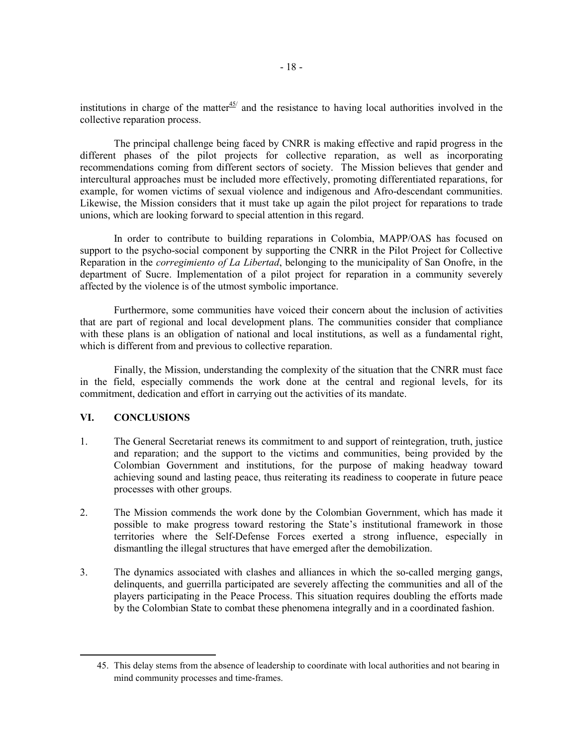institutions in charge of the matter[45] and the resistance to having local authorities involved in the collective reparation process.

The principal challenge being faced by CNRR is making effective and rapid progress in the different phases of the pilot projects for collective reparation, as well as incorporating recommendations coming from different sectors of society. The Mission believes that gender and intercultural approaches must be included more effectively, promoting differentiated reparations, for example, for women victims of sexual violence and indigenous and Afro-descendant communities. Likewise, the Mission considers that it must take up again the pilot project for reparations to trade unions, which are looking forward to special attention in this regard.

In order to contribute to building reparations in Colombia, MAPP/OAS has focused on support to the psycho-social component by supporting the CNRR in the Pilot Project for Collective Reparation in the *corregimiento of La Libertad*, belonging to the municipality of San Onofre, in the department of Sucre. Implementation of a pilot project for reparation in a community severely affected by the violence is of the utmost symbolic importance.

Furthermore, some communities have voiced their concern about the inclusion of activities that are part of regional and local development plans. The communities consider that compliance with these plans is an obligation of national and local institutions, as well as a fundamental right, which is different from and previous to collective reparation.

Finally, the Mission, understanding the complexity of the situation that the CNRR must face in the field, especially commends the work done at the central and regional levels, for its commitment, dedication and effort in carrying out the activities of its mandate.

## VI. CONCLUSIONS

1. The General Secretariat renews its commitment to and support of reintegration, truth, justice and reparation; and the support to the victims and communities, being provided by the Colombian Government and institutions, for the purpose of making headway toward achieving sound and lasting peace, thus reiterating its readiness to cooperate in future peace processes with other groups.

2. The Mission commends the work done by the Colombian Government, which has made it possible to make progress toward restoring the State's institutional framework in those territories where the Self-Defense Forces exerted a strong influence, especially in dismantling the illegal structures that have emerged after the demobilization.

3. The dynamics associated with clashes and alliances in which the so-called merging gangs, delinquents, and guerrilla participated are severely affecting the communities and all of the players participating in the Peace Process. This situation requires doubling the efforts made by the Colombian State to combat these phenomena integrally and in a coordinated fashion.

---

45. This delay stems from the absence of leadership to coordinate with local authorities and not bearing in mind community processes and time-frames.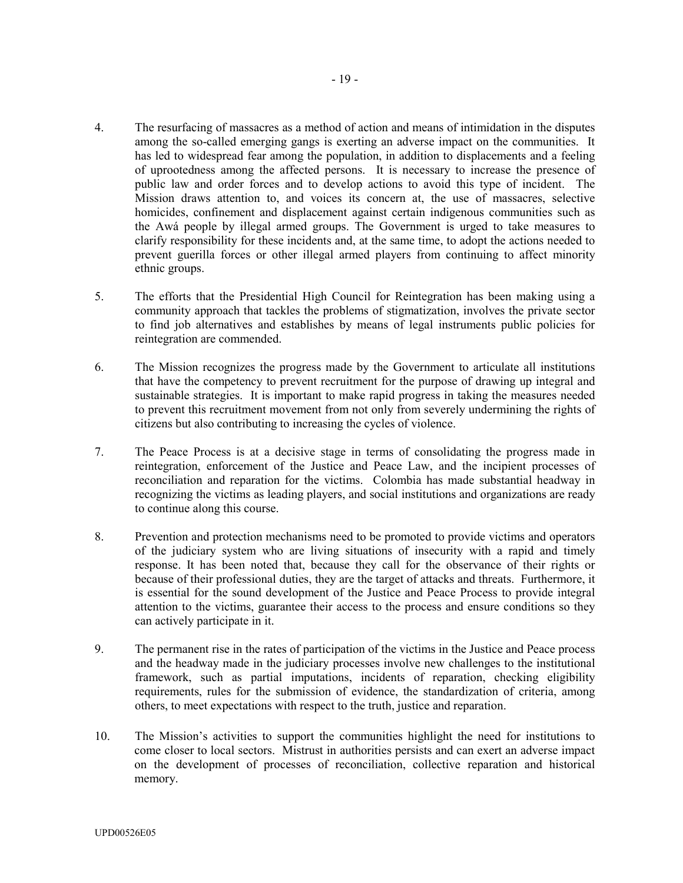4. The resurfacing of massacres as a method of action and means of intimidation in the disputes among the so-called emerging gangs is exerting an adverse impact on the communities. It has led to widespread fear among the population, in addition to displacements and a feeling of uprootedness among the affected persons. It is necessary to increase the presence of public law and order forces and to develop actions to avoid this type of incident. The Mission draws attention to, and voices its concern at, the use of massacres, selective homicides, confinement and displacement against certain indigenous communities such as the Awá people by illegal armed groups. The Government is urged to take measures to clarify responsibility for these incidents and, at the same time, to adopt the actions needed to prevent guerilla forces or other illegal armed players from continuing to affect minority ethnic groups.

5. The efforts that the Presidential High Council for Reintegration has been making using a community approach that tackles the problems of stigmatization, involves the private sector to find job alternatives and establishes by means of legal instruments public policies for reintegration are commended.

6. The Mission recognizes the progress made by the Government to articulate all institutions that have the competency to prevent recruitment for the purpose of drawing up integral and sustainable strategies. It is important to make rapid progress in taking the measures needed to prevent this recruitment movement from not only from severely undermining the rights of citizens but also contributing to increasing the cycles of violence.

7. The Peace Process is at a decisive stage in terms of consolidating the progress made in reintegration, enforcement of the Justice and Peace Law, and the incipient processes of reconciliation and reparation for the victims. Colombia has made substantial headway in recognizing the victims as leading players, and social institutions and organizations are ready to continue along this course.

8. Prevention and protection mechanisms need to be promoted to provide victims and operators of the judiciary system who are living situations of insecurity with a rapid and timely response. It has been noted that, because they call for the observance of their rights or because of their professional duties, they are the target of attacks and threats. Furthermore, it is essential for the sound development of the Justice and Peace Process to provide integral attention to the victims, guarantee their access to the process and ensure conditions so they can actively participate in it.

9. The permanent rise in the rates of participation of the victims in the Justice and Peace process and the headway made in the judiciary processes involve new challenges to the institutional framework, such as partial imputations, incidents of reparation, checking eligibility requirements, rules for the submission of evidence, the standardization of criteria, among others, to meet expectations with respect to the truth, justice and reparation.

10. The Mission's activities to support the communities highlight the need for institutions to come closer to local sectors. Mistrust in authorities persists and can exert an adverse impact on the development of processes of reconciliation, collective reparation and historical memory.